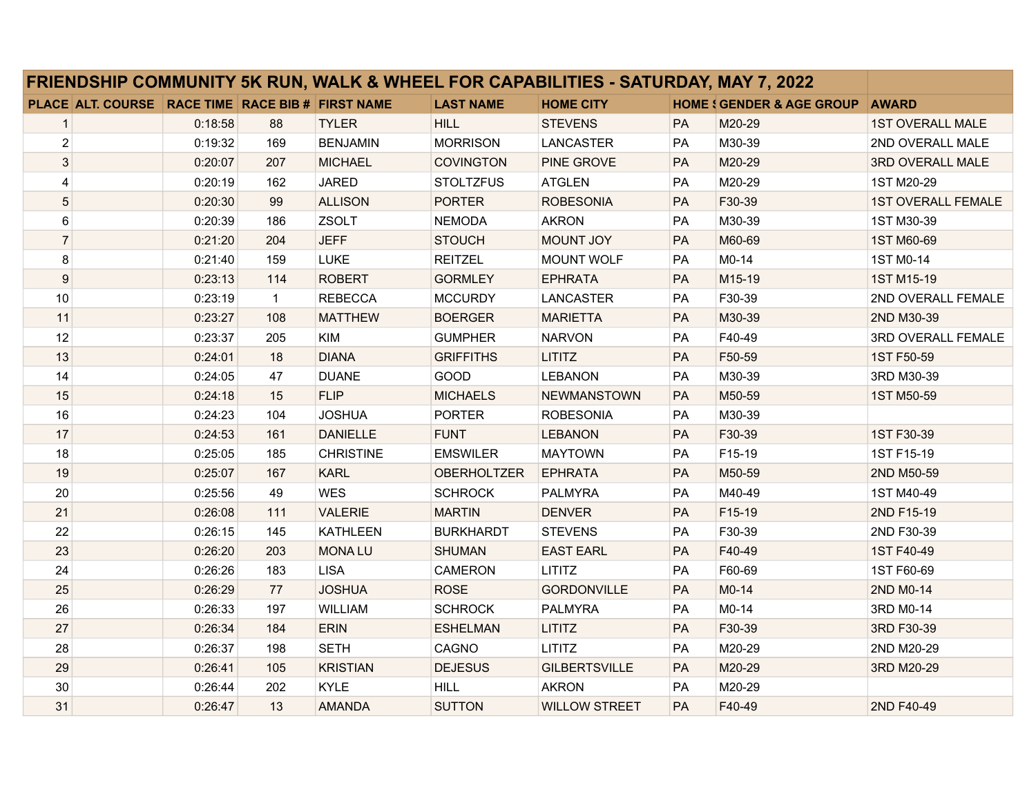| FRIENDSHIP COMMUNITY 5K RUN, WALK & WHEEL FOR CAPABILITIES - SATURDAY, MAY 7, 2022 | | | | | | | | | |
|---|---|---|---|---|---|---|---|---|---|
| PLACE | ALT. COURSE | RACE TIME | RACE BIB # | FIRST NAME | LAST NAME | HOME CITY | HOME S | GENDER & AGE GROUP | AWARD |
| 1 | | 0:18:58 | 88 | TYLER | HILL | STEVENS | PA | M20-29 | 1ST OVERALL MALE |
| 2 | | 0:19:32 | 169 | BENJAMIN | MORRISON | LANCASTER | PA | M30-39 | 2ND OVERALL MALE |
| 3 | | 0:20:07 | 207 | MICHAEL | COVINGTON | PINE GROVE | PA | M20-29 | 3RD OVERALL MALE |
| 4 | | 0:20:19 | 162 | JARED | STOLTZFUS | ATGLEN | PA | M20-29 | 1ST M20-29 |
| 5 | | 0:20:30 | 99 | ALLISON | PORTER | ROBESONIA | PA | F30-39 | 1ST OVERALL FEMALE |
| 6 | | 0:20:39 | 186 | ZSOLT | NEMODA | AKRON | PA | M30-39 | 1ST M30-39 |
| 7 | | 0:21:20 | 204 | JEFF | STOUCH | MOUNT JOY | PA | M60-69 | 1ST M60-69 |
| 8 | | 0:21:40 | 159 | LUKE | REITZEL | MOUNT WOLF | PA | M0-14 | 1ST M0-14 |
| 9 | | 0:23:13 | 114 | ROBERT | GORMLEY | EPHRATA | PA | M15-19 | 1ST M15-19 |
| 10 | | 0:23:19 | 1 | REBECCA | MCCURDY | LANCASTER | PA | F30-39 | 2ND OVERALL FEMALE |
| 11 | | 0:23:27 | 108 | MATTHEW | BOERGER | MARIETTA | PA | M30-39 | 2ND M30-39 |
| 12 | | 0:23:37 | 205 | KIM | GUMPHER | NARVON | PA | F40-49 | 3RD OVERALL FEMALE |
| 13 | | 0:24:01 | 18 | DIANA | GRIFFITHS | LITITZ | PA | F50-59 | 1ST F50-59 |
| 14 | | 0:24:05 | 47 | DUANE | GOOD | LEBANON | PA | M30-39 | 3RD M30-39 |
| 15 | | 0:24:18 | 15 | FLIP | MICHAELS | NEWMANSTOWN | PA | M50-59 | 1ST M50-59 |
| 16 | | 0:24:23 | 104 | JOSHUA | PORTER | ROBESONIA | PA | M30-39 | |
| 17 | | 0:24:53 | 161 | DANIELLE | FUNT | LEBANON | PA | F30-39 | 1ST F30-39 |
| 18 | | 0:25:05 | 185 | CHRISTINE | EMSWILER | MAYTOWN | PA | F15-19 | 1ST F15-19 |
| 19 | | 0:25:07 | 167 | KARL | OBERHOLTZER | EPHRATA | PA | M50-59 | 2ND M50-59 |
| 20 | | 0:25:56 | 49 | WES | SCHROCK | PALMYRA | PA | M40-49 | 1ST M40-49 |
| 21 | | 0:26:08 | 111 | VALERIE | MARTIN | DENVER | PA | F15-19 | 2ND F15-19 |
| 22 | | 0:26:15 | 145 | KATHLEEN | BURKHARDT | STEVENS | PA | F30-39 | 2ND F30-39 |
| 23 | | 0:26:20 | 203 | MONA LU | SHUMAN | EAST EARL | PA | F40-49 | 1ST F40-49 |
| 24 | | 0:26:26 | 183 | LISA | CAMERON | LITITZ | PA | F60-69 | 1ST F60-69 |
| 25 | | 0:26:29 | 77 | JOSHUA | ROSE | GORDONVILLE | PA | M0-14 | 2ND M0-14 |
| 26 | | 0:26:33 | 197 | WILLIAM | SCHROCK | PALMYRA | PA | M0-14 | 3RD M0-14 |
| 27 | | 0:26:34 | 184 | ERIN | ESHELMAN | LITITZ | PA | F30-39 | 3RD F30-39 |
| 28 | | 0:26:37 | 198 | SETH | CAGNO | LITITZ | PA | M20-29 | 2ND M20-29 |
| 29 | | 0:26:41 | 105 | KRISTIAN | DEJESUS | GILBERTSVILLE | PA | M20-29 | 3RD M20-29 |
| 30 | | 0:26:44 | 202 | KYLE | HILL | AKRON | PA | M20-29 | |
| 31 | | 0:26:47 | 13 | AMANDA | SUTTON | WILLOW STREET | PA | F40-49 | 2ND F40-49 |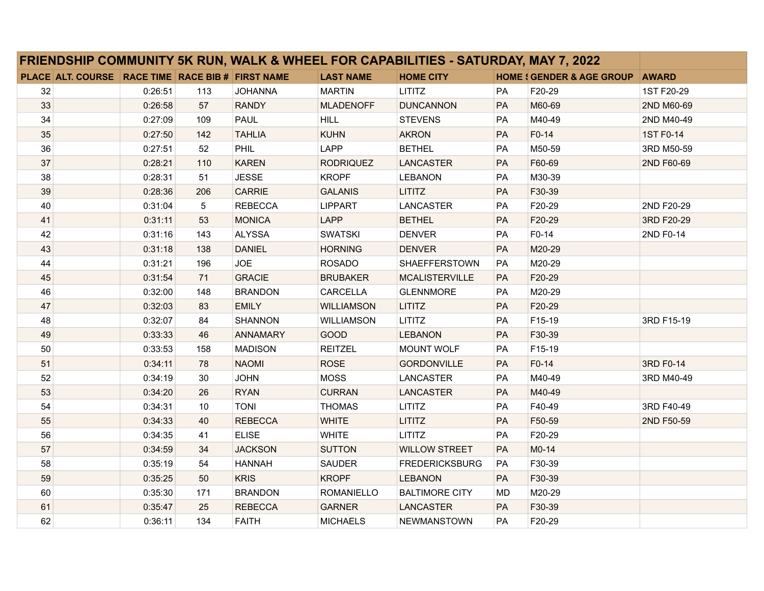| FRIENDSHIP COMMUNITY 5K RUN, WALK & WHEEL FOR CAPABILITIES - SATURDAY, MAY 7, 2022 | | | | | | | | | |
|---|---|---|---|---|---|---|---|---|---|
| PLACE | ALT. COURSE | RACE TIME | RACE BIB # | FIRST NAME | LAST NAME | HOME CITY | HOME S | GENDER & AGE GROUP | AWARD |
| 32 | | 0:26:51 | 113 | JOHANNA | MARTIN | LITITZ | PA | F20-29 | 1ST F20-29 |
| 33 | | 0:26:58 | 57 | RANDY | MLADENOFF | DUNCANNON | PA | M60-69 | 2ND M60-69 |
| 34 | | 0:27:09 | 109 | PAUL | HILL | STEVENS | PA | M40-49 | 2ND M40-49 |
| 35 | | 0:27:50 | 142 | TAHLIA | KUHN | AKRON | PA | F0-14 | 1ST F0-14 |
| 36 | | 0:27:51 | 52 | PHIL | LAPP | BETHEL | PA | M50-59 | 3RD M50-59 |
| 37 | | 0:28:21 | 110 | KAREN | RODRIQUEZ | LANCASTER | PA | F60-69 | 2ND F60-69 |
| 38 | | 0:28:31 | 51 | JESSE | KROPF | LEBANON | PA | M30-39 | |
| 39 | | 0:28:36 | 206 | CARRIE | GALANIS | LITITZ | PA | F30-39 | |
| 40 | | 0:31:04 | 5 | REBECCA | LIPPART | LANCASTER | PA | F20-29 | 2ND F20-29 |
| 41 | | 0:31:11 | 53 | MONICA | LAPP | BETHEL | PA | F20-29 | 3RD F20-29 |
| 42 | | 0:31:16 | 143 | ALYSSA | SWATSKI | DENVER | PA | F0-14 | 2ND F0-14 |
| 43 | | 0:31:18 | 138 | DANIEL | HORNING | DENVER | PA | M20-29 | |
| 44 | | 0:31:21 | 196 | JOE | ROSADO | SHAEFFERSTOWN | PA | M20-29 | |
| 45 | | 0:31:54 | 71 | GRACIE | BRUBAKER | MCALISTERVILLE | PA | F20-29 | |
| 46 | | 0:32:00 | 148 | BRANDON | CARCELLA | GLENNMORE | PA | M20-29 | |
| 47 | | 0:32:03 | 83 | EMILY | WILLIAMSON | LITITZ | PA | F20-29 | |
| 48 | | 0:32:07 | 84 | SHANNON | WILLIAMSON | LITITZ | PA | F15-19 | 3RD F15-19 |
| 49 | | 0:33:33 | 46 | ANNAMARY | GOOD | LEBANON | PA | F30-39 | |
| 50 | | 0:33:53 | 158 | MADISON | REITZEL | MOUNT WOLF | PA | F15-19 | |
| 51 | | 0:34:11 | 78 | NAOMI | ROSE | GORDONVILLE | PA | F0-14 | 3RD F0-14 |
| 52 | | 0:34:19 | 30 | JOHN | MOSS | LANCASTER | PA | M40-49 | 3RD M40-49 |
| 53 | | 0:34:20 | 26 | RYAN | CURRAN | LANCASTER | PA | M40-49 | |
| 54 | | 0:34:31 | 10 | TONI | THOMAS | LITITZ | PA | F40-49 | 3RD F40-49 |
| 55 | | 0:34:33 | 40 | REBECCA | WHITE | LITITZ | PA | F50-59 | 2ND F50-59 |
| 56 | | 0:34:35 | 41 | ELISE | WHITE | LITITZ | PA | F20-29 | |
| 57 | | 0:34:59 | 34 | JACKSON | SUTTON | WILLOW STREET | PA | M0-14 | |
| 58 | | 0:35:19 | 54 | HANNAH | SAUDER | FREDERICKSBURG | PA | F30-39 | |
| 59 | | 0:35:25 | 50 | KRIS | KROPF | LEBANON | PA | F30-39 | |
| 60 | | 0:35:30 | 171 | BRANDON | ROMANIELLO | BALTIMORE CITY | MD | M20-29 | |
| 61 | | 0:35:47 | 25 | REBECCA | GARNER | LANCASTER | PA | F30-39 | |
| 62 | | 0:36:11 | 134 | FAITH | MICHAELS | NEWMANSTOWN | PA | F20-29 | |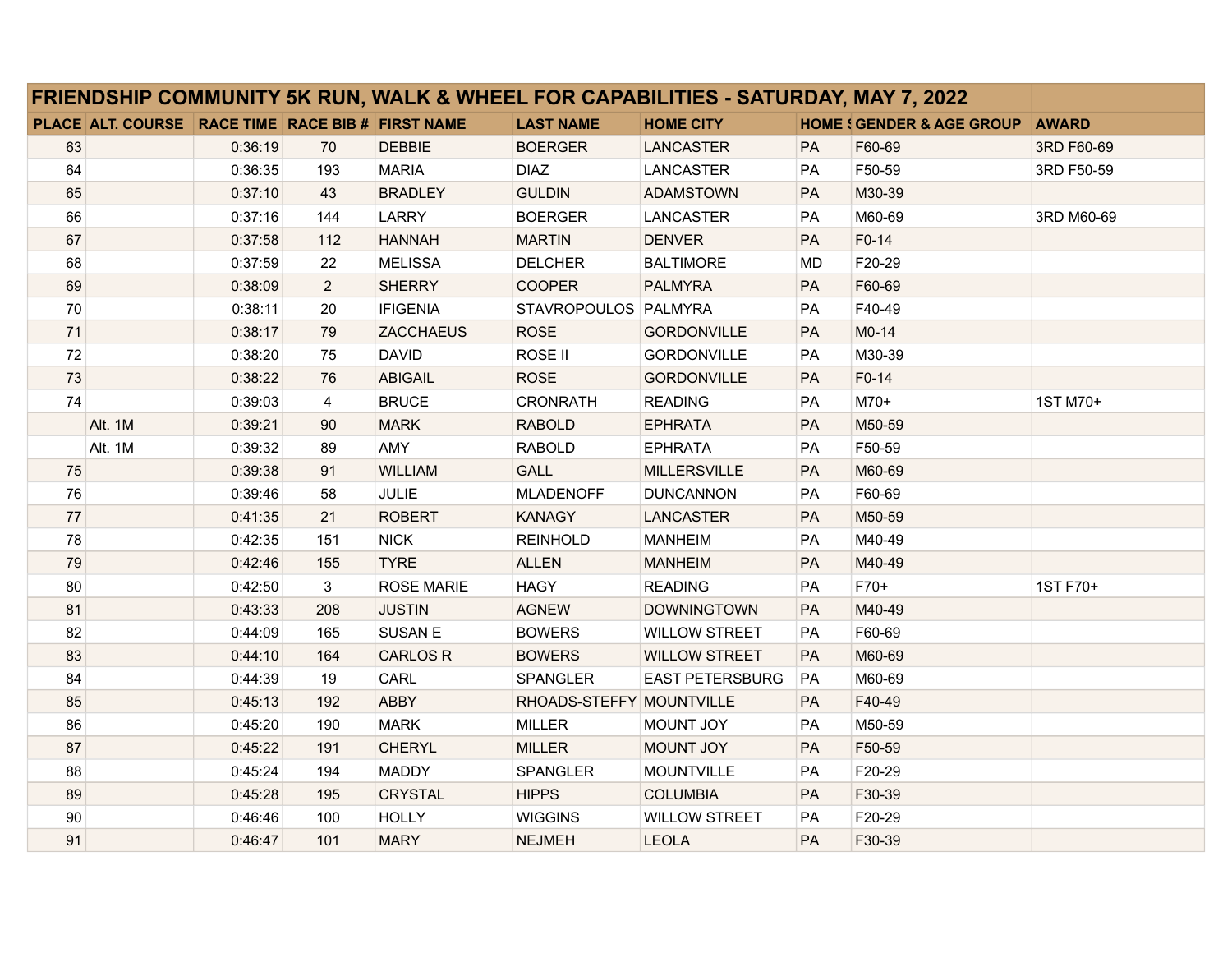| FRIENDSHIP COMMUNITY 5K RUN, WALK & WHEEL FOR CAPABILITIES - SATURDAY, MAY 7, 2022 | | | | | | | | | |
|---|---|---|---|---|---|---|---|---|---|
| PLACE | ALT. COURSE | RACE TIME | RACE BIB # | FIRST NAME | LAST NAME | HOME CITY | HOME S | GENDER & AGE GROUP | AWARD |
| 63 | | 0:36:19 | 70 | DEBBIE | BOERGER | LANCASTER | PA | F60-69 | 3RD F60-69 |
| 64 | | 0:36:35 | 193 | MARIA | DIAZ | LANCASTER | PA | F50-59 | 3RD F50-59 |
| 65 | | 0:37:10 | 43 | BRADLEY | GULDIN | ADAMSTOWN | PA | M30-39 | |
| 66 | | 0:37:16 | 144 | LARRY | BOERGER | LANCASTER | PA | M60-69 | 3RD M60-69 |
| 67 | | 0:37:58 | 112 | HANNAH | MARTIN | DENVER | PA | F0-14 | |
| 68 | | 0:37:59 | 22 | MELISSA | DELCHER | BALTIMORE | MD | F20-29 | |
| 69 | | 0:38:09 | 2 | SHERRY | COOPER | PALMYRA | PA | F60-69 | |
| 70 | | 0:38:11 | 20 | IFIGENIA | STAVROPOULOS | PALMYRA | PA | F40-49 | |
| 71 | | 0:38:17 | 79 | ZACCHAEUS | ROSE | GORDONVILLE | PA | M0-14 | |
| 72 | | 0:38:20 | 75 | DAVID | ROSE II | GORDONVILLE | PA | M30-39 | |
| 73 | | 0:38:22 | 76 | ABIGAIL | ROSE | GORDONVILLE | PA | F0-14 | |
| 74 | | 0:39:03 | 4 | BRUCE | CRONRATH | READING | PA | M70+ | 1ST M70+ |
| | Alt. 1M | 0:39:21 | 90 | MARK | RABOLD | EPHRATA | PA | M50-59 | |
| | Alt. 1M | 0:39:32 | 89 | AMY | RABOLD | EPHRATA | PA | F50-59 | |
| 75 | | 0:39:38 | 91 | WILLIAM | GALL | MILLERSVILLE | PA | M60-69 | |
| 76 | | 0:39:46 | 58 | JULIE | MLADENOFF | DUNCANNON | PA | F60-69 | |
| 77 | | 0:41:35 | 21 | ROBERT | KANAGY | LANCASTER | PA | M50-59 | |
| 78 | | 0:42:35 | 151 | NICK | REINHOLD | MANHEIM | PA | M40-49 | |
| 79 | | 0:42:46 | 155 | TYRE | ALLEN | MANHEIM | PA | M40-49 | |
| 80 | | 0:42:50 | 3 | ROSE MARIE | HAGY | READING | PA | F70+ | 1ST F70+ |
| 81 | | 0:43:33 | 208 | JUSTIN | AGNEW | DOWNINGTOWN | PA | M40-49 | |
| 82 | | 0:44:09 | 165 | SUSAN E | BOWERS | WILLOW STREET | PA | F60-69 | |
| 83 | | 0:44:10 | 164 | CARLOS R | BOWERS | WILLOW STREET | PA | M60-69 | |
| 84 | | 0:44:39 | 19 | CARL | SPANGLER | EAST PETERSBURG | PA | M60-69 | |
| 85 | | 0:45:13 | 192 | ABBY | RHOADS-STEFFY | MOUNTVILLE | PA | F40-49 | |
| 86 | | 0:45:20 | 190 | MARK | MILLER | MOUNT JOY | PA | M50-59 | |
| 87 | | 0:45:22 | 191 | CHERYL | MILLER | MOUNT JOY | PA | F50-59 | |
| 88 | | 0:45:24 | 194 | MADDY | SPANGLER | MOUNTVILLE | PA | F20-29 | |
| 89 | | 0:45:28 | 195 | CRYSTAL | HIPPS | COLUMBIA | PA | F30-39 | |
| 90 | | 0:46:46 | 100 | HOLLY | WIGGINS | WILLOW STREET | PA | F20-29 | |
| 91 | | 0:46:47 | 101 | MARY | NEJMEH | LEOLA | PA | F30-39 | |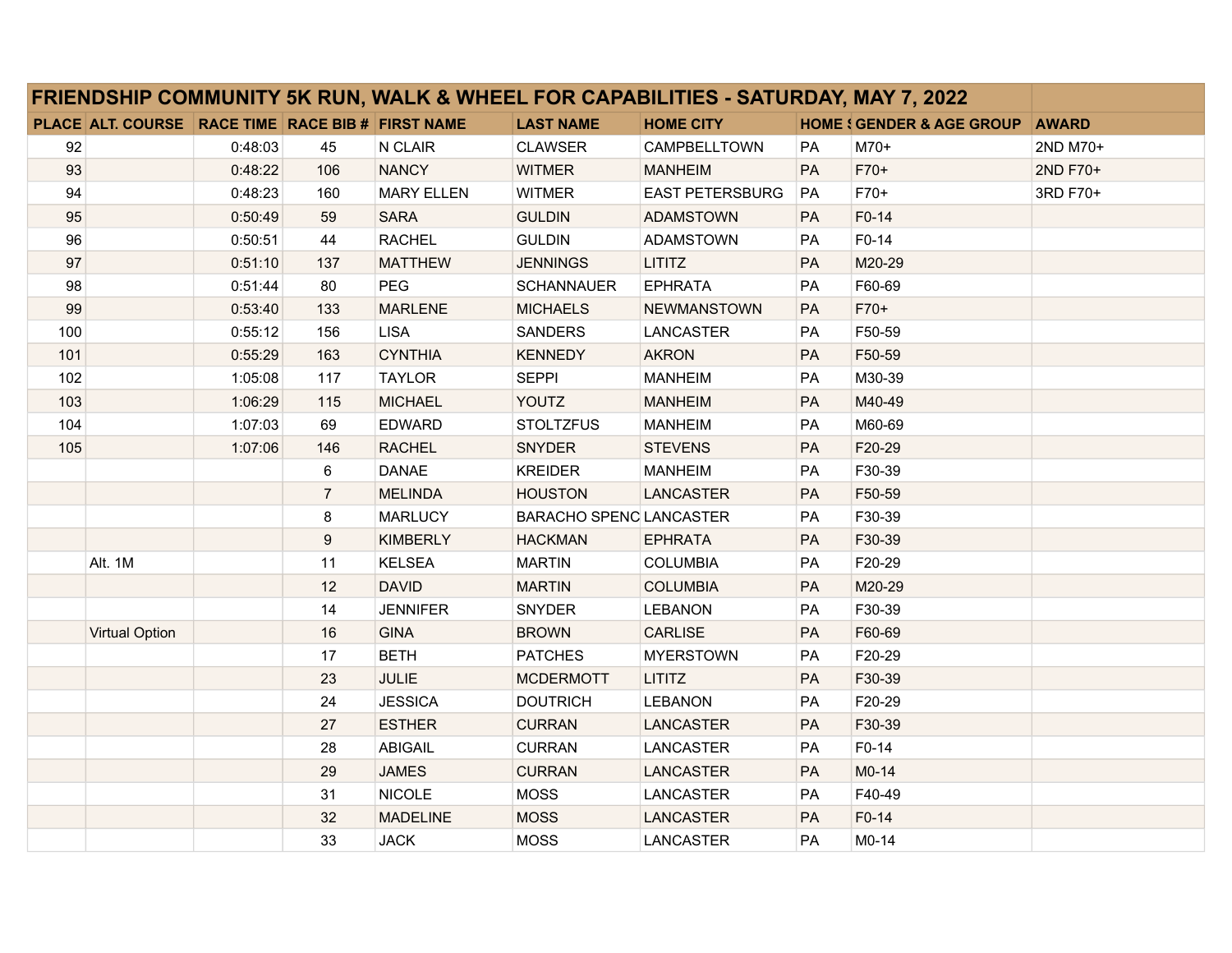| FRIENDSHIP COMMUNITY 5K RUN, WALK & WHEEL FOR CAPABILITIES - SATURDAY, MAY 7, 2022 | | | | | | | | | |
|---|---|---|---|---|---|---|---|---|---|
| PLACE | ALT. COURSE | RACE TIME | RACE BIB # | FIRST NAME | LAST NAME | HOME CITY | HOME S | GENDER & AGE GROUP | AWARD |
| 92 | | 0:48:03 | 45 | N CLAIR | CLAWSER | CAMPBELLTOWN | PA | M70+ | 2ND M70+ |
| 93 | | 0:48:22 | 106 | NANCY | WITMER | MANHEIM | PA | F70+ | 2ND F70+ |
| 94 | | 0:48:23 | 160 | MARY ELLEN | WITMER | EAST PETERSBURG | PA | F70+ | 3RD F70+ |
| 95 | | 0:50:49 | 59 | SARA | GULDIN | ADAMSTOWN | PA | F0-14 | |
| 96 | | 0:50:51 | 44 | RACHEL | GULDIN | ADAMSTOWN | PA | F0-14 | |
| 97 | | 0:51:10 | 137 | MATTHEW | JENNINGS | LITITZ | PA | M20-29 | |
| 98 | | 0:51:44 | 80 | PEG | SCHANNAUER | EPHRATA | PA | F60-69 | |
| 99 | | 0:53:40 | 133 | MARLENE | MICHAELS | NEWMANSTOWN | PA | F70+ | |
| 100 | | 0:55:12 | 156 | LISA | SANDERS | LANCASTER | PA | F50-59 | |
| 101 | | 0:55:29 | 163 | CYNTHIA | KENNEDY | AKRON | PA | F50-59 | |
| 102 | | 1:05:08 | 117 | TAYLOR | SEPPI | MANHEIM | PA | M30-39 | |
| 103 | | 1:06:29 | 115 | MICHAEL | YOUTZ | MANHEIM | PA | M40-49 | |
| 104 | | 1:07:03 | 69 | EDWARD | STOLTZFUS | MANHEIM | PA | M60-69 | |
| 105 | | 1:07:06 | 146 | RACHEL | SNYDER | STEVENS | PA | F20-29 | |
| | | | 6 | DANAE | KREIDER | MANHEIM | PA | F30-39 | |
| | | | 7 | MELINDA | HOUSTON | LANCASTER | PA | F50-59 | |
| | | | 8 | MARLUCY | BARACHO SPENC | LANCASTER | PA | F30-39 | |
| | | | 9 | KIMBERLY | HACKMAN | EPHRATA | PA | F30-39 | |
| | Alt. 1M | | 11 | KELSEA | MARTIN | COLUMBIA | PA | F20-29 | |
| | | | 12 | DAVID | MARTIN | COLUMBIA | PA | M20-29 | |
| | | | 14 | JENNIFER | SNYDER | LEBANON | PA | F30-39 | |
| | Virtual Option | | 16 | GINA | BROWN | CARLISE | PA | F60-69 | |
| | | | 17 | BETH | PATCHES | MYERSTOWN | PA | F20-29 | |
| | | | 23 | JULIE | MCDERMOTT | LITITZ | PA | F30-39 | |
| | | | 24 | JESSICA | DOUTRICH | LEBANON | PA | F20-29 | |
| | | | 27 | ESTHER | CURRAN | LANCASTER | PA | F30-39 | |
| | | | 28 | ABIGAIL | CURRAN | LANCASTER | PA | F0-14 | |
| | | | 29 | JAMES | CURRAN | LANCASTER | PA | M0-14 | |
| | | | 31 | NICOLE | MOSS | LANCASTER | PA | F40-49 | |
| | | | 32 | MADELINE | MOSS | LANCASTER | PA | F0-14 | |
| | | | 33 | JACK | MOSS | LANCASTER | PA | M0-14 | |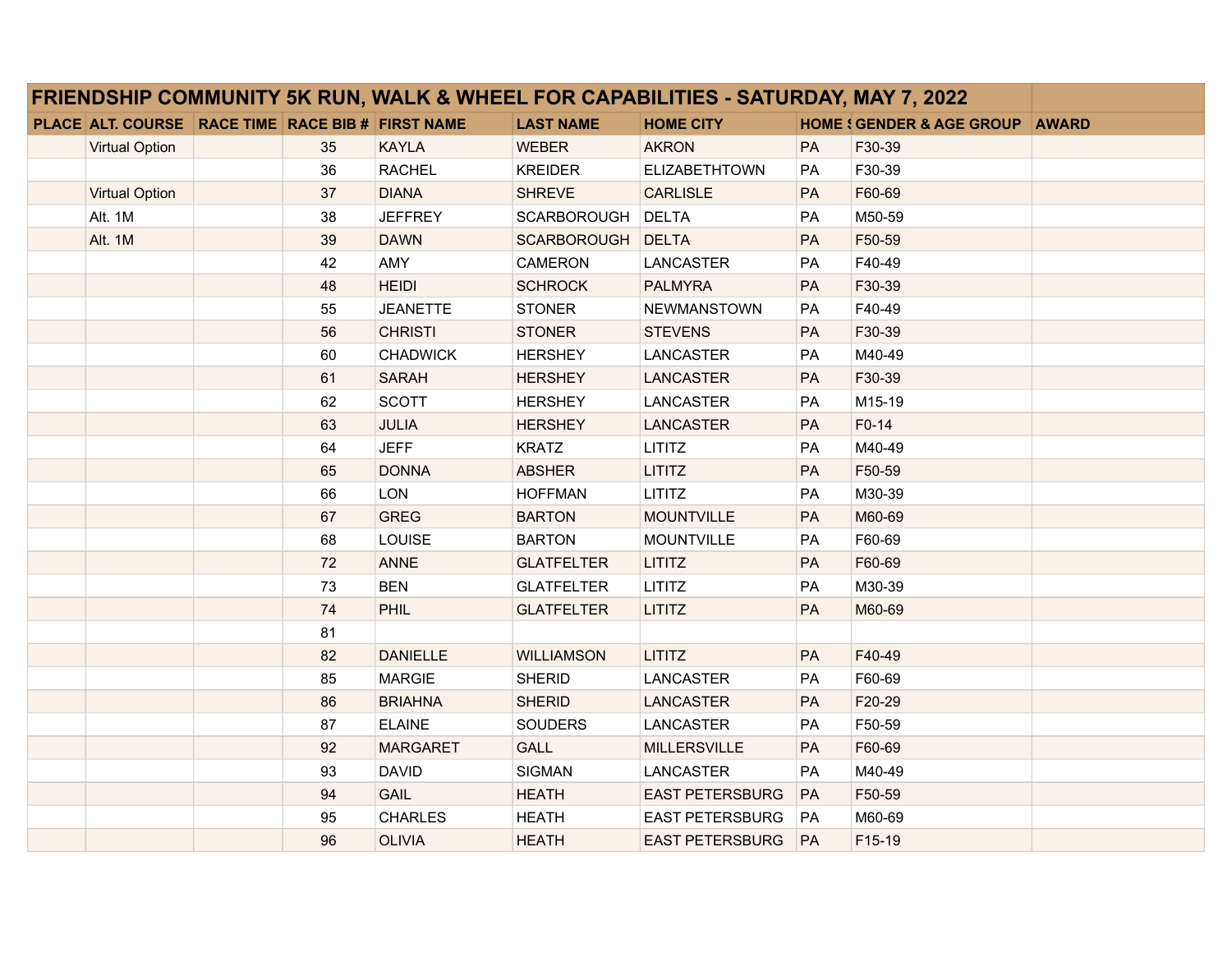| FRIENDSHIP COMMUNITY 5K RUN, WALK & WHEEL FOR CAPABILITIES - SATURDAY, MAY 7, 2022 | | | | | | | | | |
|---|---|---|---|---|---|---|---|---|---|
| PLACE | ALT. COURSE | RACE TIME | RACE BIB # | FIRST NAME | LAST NAME | HOME CITY | HOME S | GENDER & AGE GROUP | AWARD |
| | Virtual Option | | 35 | KAYLA | WEBER | AKRON | PA | F30-39 | |
| | | | 36 | RACHEL | KREIDER | ELIZABETHTOWN | PA | F30-39 | |
| | Virtual Option | | 37 | DIANA | SHREVE | CARLISLE | PA | F60-69 | |
| | Alt. 1M | | 38 | JEFFREY | SCARBOROUGH | DELTA | PA | M50-59 | |
| | Alt. 1M | | 39 | DAWN | SCARBOROUGH | DELTA | PA | F50-59 | |
| | | | 42 | AMY | CAMERON | LANCASTER | PA | F40-49 | |
| | | | 48 | HEIDI | SCHROCK | PALMYRA | PA | F30-39 | |
| | | | 55 | JEANETTE | STONER | NEWMANSTOWN | PA | F40-49 | |
| | | | 56 | CHRISTI | STONER | STEVENS | PA | F30-39 | |
| | | | 60 | CHADWICK | HERSHEY | LANCASTER | PA | M40-49 | |
| | | | 61 | SARAH | HERSHEY | LANCASTER | PA | F30-39 | |
| | | | 62 | SCOTT | HERSHEY | LANCASTER | PA | M15-19 | |
| | | | 63 | JULIA | HERSHEY | LANCASTER | PA | F0-14 | |
| | | | 64 | JEFF | KRATZ | LITITZ | PA | M40-49 | |
| | | | 65 | DONNA | ABSHER | LITITZ | PA | F50-59 | |
| | | | 66 | LON | HOFFMAN | LITITZ | PA | M30-39 | |
| | | | 67 | GREG | BARTON | MOUNTVILLE | PA | M60-69 | |
| | | | 68 | LOUISE | BARTON | MOUNTVILLE | PA | F60-69 | |
| | | | 72 | ANNE | GLATFELTER | LITITZ | PA | F60-69 | |
| | | | 73 | BEN | GLATFELTER | LITITZ | PA | M30-39 | |
| | | | 74 | PHIL | GLATFELTER | LITITZ | PA | M60-69 | |
| | | | 81 | | | | | | |
| | | | 82 | DANIELLE | WILLIAMSON | LITITZ | PA | F40-49 | |
| | | | 85 | MARGIE | SHERID | LANCASTER | PA | F60-69 | |
| | | | 86 | BRIAHNA | SHERID | LANCASTER | PA | F20-29 | |
| | | | 87 | ELAINE | SOUDERS | LANCASTER | PA | F50-59 | |
| | | | 92 | MARGARET | GALL | MILLERSVILLE | PA | F60-69 | |
| | | | 93 | DAVID | SIGMAN | LANCASTER | PA | M40-49 | |
| | | | 94 | GAIL | HEATH | EAST PETERSBURG | PA | F50-59 | |
| | | | 95 | CHARLES | HEATH | EAST PETERSBURG | PA | M60-69 | |
| | | | 96 | OLIVIA | HEATH | EAST PETERSBURG | PA | F15-19 | |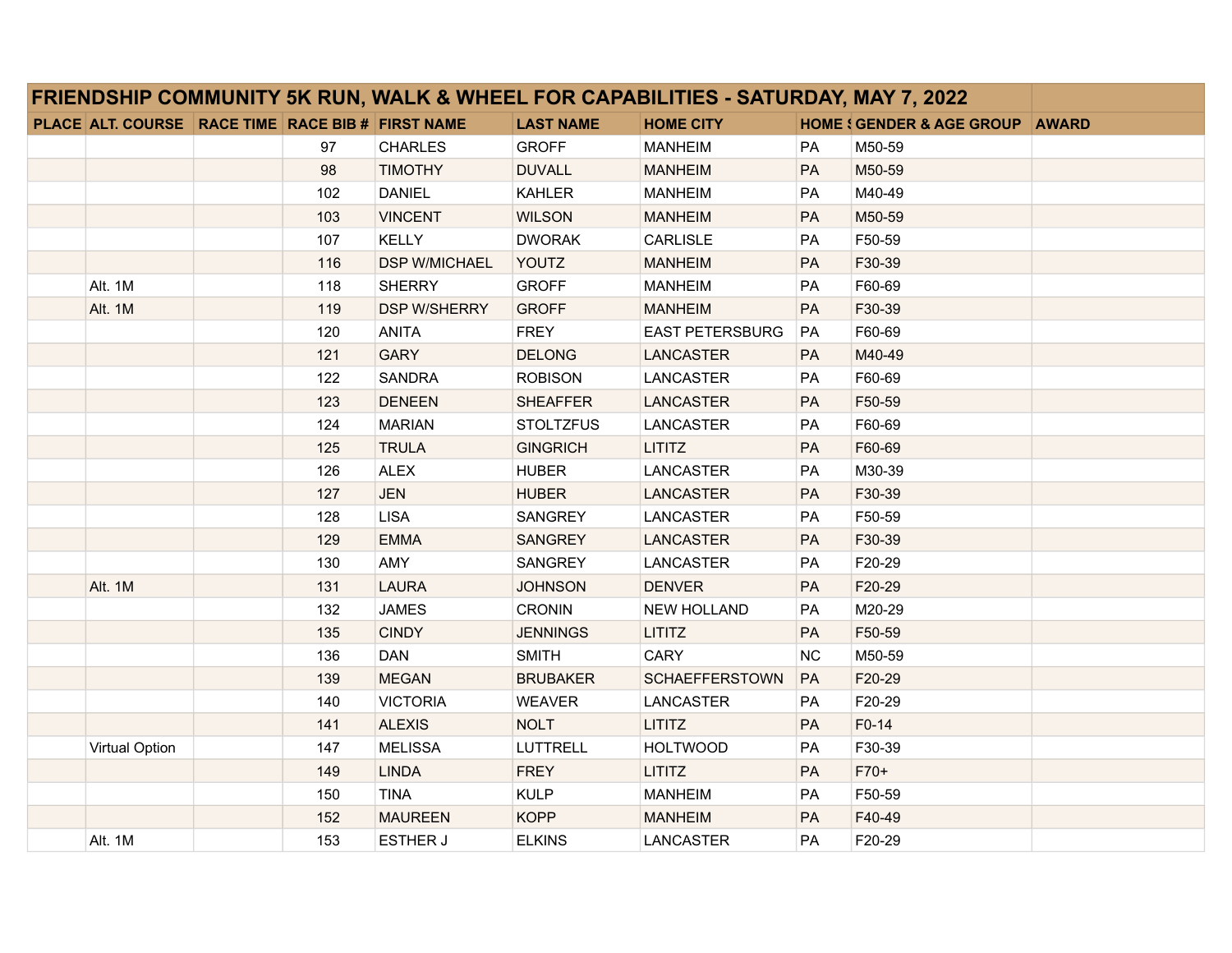| FRIENDSHIP COMMUNITY 5K RUN, WALK & WHEEL FOR CAPABILITIES - SATURDAY, MAY 7, 2022 | | | | | | | | | |
|---|---|---|---|---|---|---|---|---|---|
| PLACE | ALT. COURSE | RACE TIME | RACE BIB # | FIRST NAME | LAST NAME | HOME CITY | HOME S | GENDER & AGE GROUP | AWARD |
| | | | 97 | CHARLES | GROFF | MANHEIM | PA | M50-59 | |
| | | | 98 | TIMOTHY | DUVALL | MANHEIM | PA | M50-59 | |
| | | | 102 | DANIEL | KAHLER | MANHEIM | PA | M40-49 | |
| | | | 103 | VINCENT | WILSON | MANHEIM | PA | M50-59 | |
| | | | 107 | KELLY | DWORAK | CARLISLE | PA | F50-59 | |
| | | | 116 | DSP W/MICHAEL | YOUTZ | MANHEIM | PA | F30-39 | |
| | Alt. 1M | | 118 | SHERRY | GROFF | MANHEIM | PA | F60-69 | |
| | Alt. 1M | | 119 | DSP W/SHERRY | GROFF | MANHEIM | PA | F30-39 | |
| | | | 120 | ANITA | FREY | EAST PETERSBURG | PA | F60-69 | |
| | | | 121 | GARY | DELONG | LANCASTER | PA | M40-49 | |
| | | | 122 | SANDRA | ROBISON | LANCASTER | PA | F60-69 | |
| | | | 123 | DENEEN | SHEAFFER | LANCASTER | PA | F50-59 | |
| | | | 124 | MARIAN | STOLTZFUS | LANCASTER | PA | F60-69 | |
| | | | 125 | TRULA | GINGRICH | LITITZ | PA | F60-69 | |
| | | | 126 | ALEX | HUBER | LANCASTER | PA | M30-39 | |
| | | | 127 | JEN | HUBER | LANCASTER | PA | F30-39 | |
| | | | 128 | LISA | SANGREY | LANCASTER | PA | F50-59 | |
| | | | 129 | EMMA | SANGREY | LANCASTER | PA | F30-39 | |
| | | | 130 | AMY | SANGREY | LANCASTER | PA | F20-29 | |
| | Alt. 1M | | 131 | LAURA | JOHNSON | DENVER | PA | F20-29 | |
| | | | 132 | JAMES | CRONIN | NEW HOLLAND | PA | M20-29 | |
| | | | 135 | CINDY | JENNINGS | LITITZ | PA | F50-59 | |
| | | | 136 | DAN | SMITH | CARY | NC | M50-59 | |
| | | | 139 | MEGAN | BRUBAKER | SCHAEFFERSTOWN | PA | F20-29 | |
| | | | 140 | VICTORIA | WEAVER | LANCASTER | PA | F20-29 | |
| | | | 141 | ALEXIS | NOLT | LITITZ | PA | F0-14 | |
| | Virtual Option | | 147 | MELISSA | LUTTRELL | HOLTWOOD | PA | F30-39 | |
| | | | 149 | LINDA | FREY | LITITZ | PA | F70+ | |
| | | | 150 | TINA | KULP | MANHEIM | PA | F50-59 | |
| | | | 152 | MAUREEN | KOPP | MANHEIM | PA | F40-49 | |
| | Alt. 1M | | 153 | ESTHER J | ELKINS | LANCASTER | PA | F20-29 | |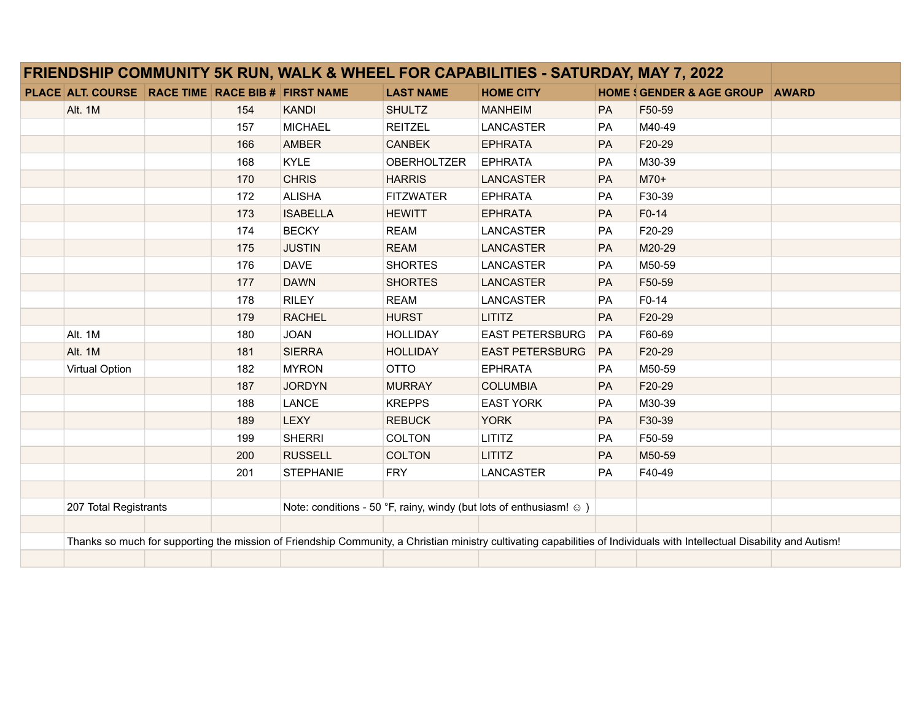| FRIENDSHIP COMMUNITY 5K RUN, WALK & WHEEL FOR CAPABILITIES - SATURDAY, MAY 7, 2022 | | | | | | | | | |
|---|---|---|---|---|---|---|---|---|---|
| PLACE | ALT. COURSE | RACE TIME | RACE BIB # | FIRST NAME | LAST NAME | HOME CITY | HOME S | GENDER & AGE GROUP | AWARD |
| | Alt. 1M | | 154 | KANDI | SHULTZ | MANHEIM | PA | F50-59 | |
| | | | 157 | MICHAEL | REITZEL | LANCASTER | PA | M40-49 | |
| | | | 166 | AMBER | CANBEK | EPHRATA | PA | F20-29 | |
| | | | 168 | KYLE | OBERHOLTZER | EPHRATA | PA | M30-39 | |
| | | | 170 | CHRIS | HARRIS | LANCASTER | PA | M70+ | |
| | | | 172 | ALISHA | FITZWATER | EPHRATA | PA | F30-39 | |
| | | | 173 | ISABELLA | HEWITT | EPHRATA | PA | F0-14 | |
| | | | 174 | BECKY | REAM | LANCASTER | PA | F20-29 | |
| | | | 175 | JUSTIN | REAM | LANCASTER | PA | M20-29 | |
| | | | 176 | DAVE | SHORTES | LANCASTER | PA | M50-59 | |
| | | | 177 | DAWN | SHORTES | LANCASTER | PA | F50-59 | |
| | | | 178 | RILEY | REAM | LANCASTER | PA | F0-14 | |
| | | | 179 | RACHEL | HURST | LITITZ | PA | F20-29 | |
| | Alt. 1M | | 180 | JOAN | HOLLIDAY | EAST PETERSBURG | PA | F60-69 | |
| | Alt. 1M | | 181 | SIERRA | HOLLIDAY | EAST PETERSBURG | PA | F20-29 | |
| | Virtual Option | | 182 | MYRON | OTTO | EPHRATA | PA | M50-59 | |
| | | | 187 | JORDYN | MURRAY | COLUMBIA | PA | F20-29 | |
| | | | 188 | LANCE | KREPPS | EAST YORK | PA | M30-39 | |
| | | | 189 | LEXY | REBUCK | YORK | PA | F30-39 | |
| | | | 199 | SHERRI | COLTON | LITITZ | PA | F50-59 | |
| | | | 200 | RUSSELL | COLTON | LITITZ | PA | M50-59 | |
| | | | 201 | STEPHANIE | FRY | LANCASTER | PA | F40-49 | |
| | | | | | | | | | |
| | 207 Total Registrants | | | Note: conditions - 50 °F, rainy, windy (but lots of enthusiasm! ☺ ) | | | | | |
| | | | | | | | | | |
| | Thanks so much for supporting the mission of Friendship Community, a Christian ministry cultivating capabilities of Individuals with Intellectual Disability and Autism! | | | | | | | | |
| | | | | | | | | | |